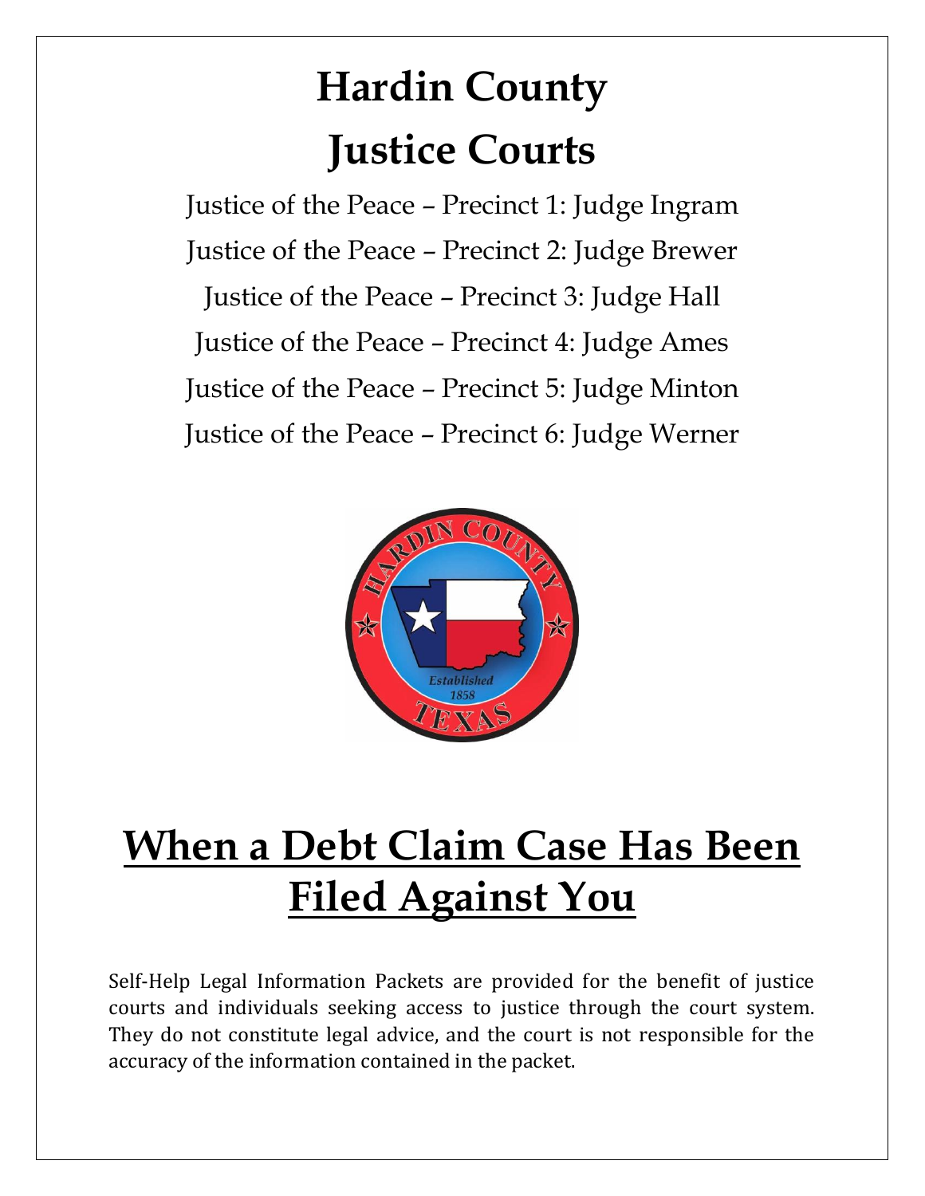# Hardin County

# Justice Courts

Justice of the Peace – Precinct 1: Judge Ingram

Justice of the Peace – Precinct 2: Judge Brewer

Justice of the Peace – Precinct 3: Judge Hall

Justice of the Peace – Precinct 4: Judge Ames

Justice of the Peace – Precinct 5: Judge Minton

Justice of the Peace – Precinct 6: Judge Werner

# When a Debt Claim Case Has Been Filed Against You

Self-Help Legal Information Packets are provided for the benefit of justice courts and individuals seeking access to justice through the court system. They do not constitute legal advice, and the court is not responsible for the accuracy of the information contained in the packet.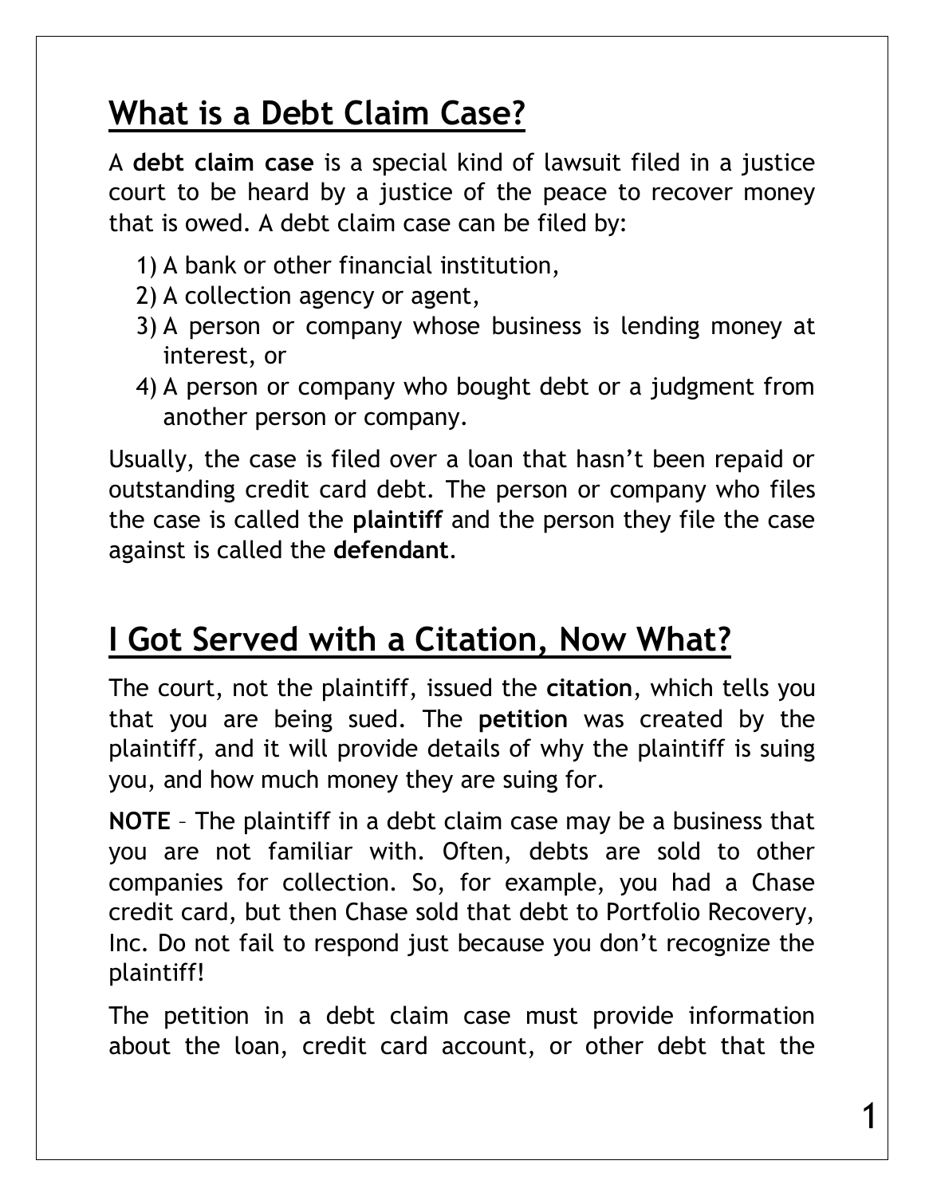## What is a Debt Claim Case?

A **debt claim case** is a special kind of lawsuit filed in a justice court to be heard by a justice of the peace to recover money that is owed. A debt claim case can be filed by:

1) A bank or other financial institution,
2) A collection agency or agent,
3) A person or company whose business is lending money at interest, or
4) A person or company who bought debt or a judgment from another person or company.

Usually, the case is filed over a loan that hasn't been repaid or outstanding credit card debt. The person or company who files the case is called the **plaintiff** and the person they file the case against is called the **defendant**.

## I Got Served with a Citation, Now What?

The court, not the plaintiff, issued the **citation**, which tells you that you are being sued. The **petition** was created by the plaintiff, and it will provide details of why the plaintiff is suing you, and how much money they are suing for.

**NOTE** – The plaintiff in a debt claim case may be a business that you are not familiar with. Often, debts are sold to other companies for collection. So, for example, you had a Chase credit card, but then Chase sold that debt to Portfolio Recovery, Inc. Do not fail to respond just because you don't recognize the plaintiff!

The petition in a debt claim case must provide information about the loan, credit card account, or other debt that the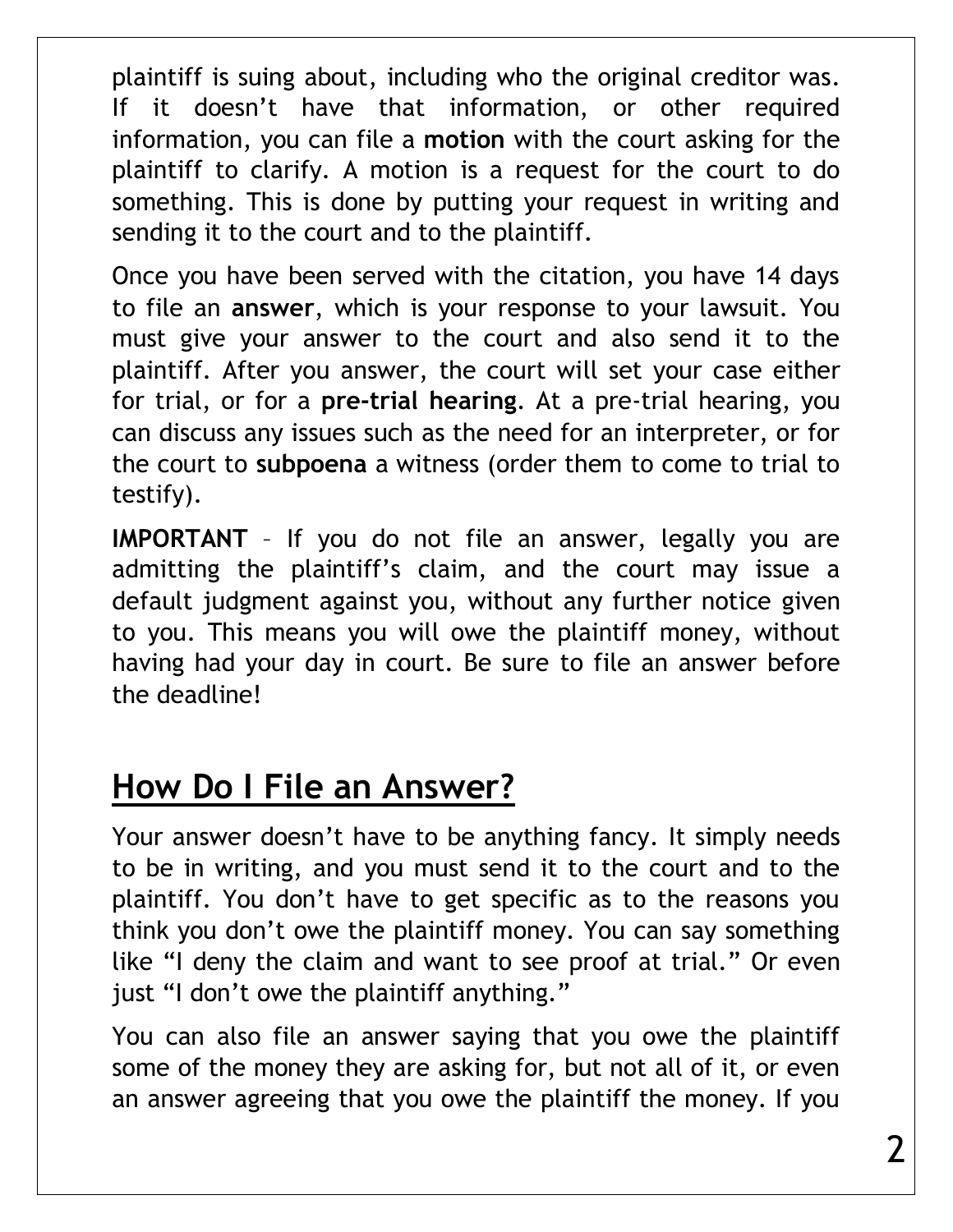plaintiff is suing about, including who the original creditor was. If it doesn't have that information, or other required information, you can file a **motion** with the court asking for the plaintiff to clarify. A motion is a request for the court to do something. This is done by putting your request in writing and sending it to the court and to the plaintiff.

Once you have been served with the citation, you have 14 days to file an **answer**, which is your response to your lawsuit. You must give your answer to the court and also send it to the plaintiff. After you answer, the court will set your case either for trial, or for a **pre-trial hearing**. At a pre-trial hearing, you can discuss any issues such as the need for an interpreter, or for the court to **subpoena** a witness (order them to come to trial to testify).

**IMPORTANT** – If you do not file an answer, legally you are admitting the plaintiff's claim, and the court may issue a default judgment against you, without any further notice given to you. This means you will owe the plaintiff money, without having had your day in court. Be sure to file an answer before the deadline!

## How Do I File an Answer?

Your answer doesn't have to be anything fancy. It simply needs to be in writing, and you must send it to the court and to the plaintiff. You don't have to get specific as to the reasons you think you don't owe the plaintiff money. You can say something like "I deny the claim and want to see proof at trial." Or even just "I don't owe the plaintiff anything."

You can also file an answer saying that you owe the plaintiff some of the money they are asking for, but not all of it, or even an answer agreeing that you owe the plaintiff the money. If you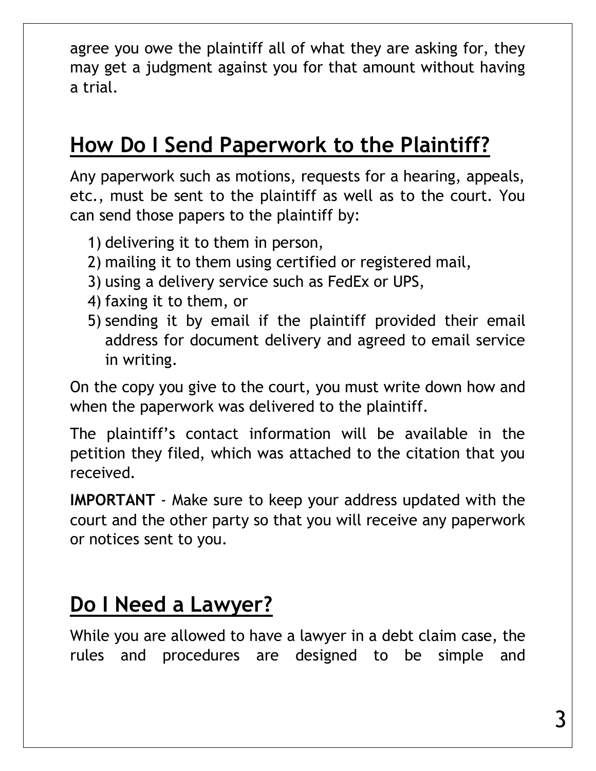agree you owe the plaintiff all of what they are asking for, they may get a judgment against you for that amount without having a trial.

## How Do I Send Paperwork to the Plaintiff?

Any paperwork such as motions, requests for a hearing, appeals, etc., must be sent to the plaintiff as well as to the court. You can send those papers to the plaintiff by:

1) delivering it to them in person,
2) mailing it to them using certified or registered mail,
3) using a delivery service such as FedEx or UPS,
4) faxing it to them, or
5) sending it by email if the plaintiff provided their email address for document delivery and agreed to email service in writing.

On the copy you give to the court, you must write down how and when the paperwork was delivered to the plaintiff.

The plaintiff's contact information will be available in the petition they filed, which was attached to the citation that you received.

**IMPORTANT** - Make sure to keep your address updated with the court and the other party so that you will receive any paperwork or notices sent to you.

## Do I Need a Lawyer?

While you are allowed to have a lawyer in a debt claim case, the rules and procedures are designed to be simple and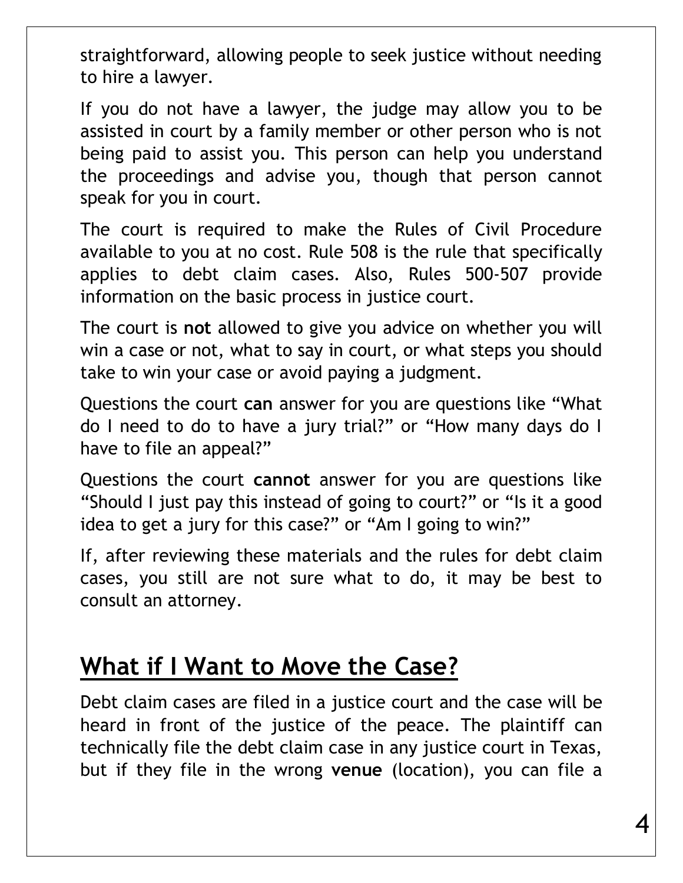straightforward, allowing people to seek justice without needing to hire a lawyer.

If you do not have a lawyer, the judge may allow you to be assisted in court by a family member or other person who is not being paid to assist you. This person can help you understand the proceedings and advise you, though that person cannot speak for you in court.

The court is required to make the Rules of Civil Procedure available to you at no cost. Rule 508 is the rule that specifically applies to debt claim cases. Also, Rules 500-507 provide information on the basic process in justice court.

The court is **not** allowed to give you advice on whether you will win a case or not, what to say in court, or what steps you should take to win your case or avoid paying a judgment.

Questions the court **can** answer for you are questions like "What do I need to do to have a jury trial?" or "How many days do I have to file an appeal?"

Questions the court **cannot** answer for you are questions like "Should I just pay this instead of going to court?" or "Is it a good idea to get a jury for this case?" or "Am I going to win?"

If, after reviewing these materials and the rules for debt claim cases, you still are not sure what to do, it may be best to consult an attorney.

## What if I Want to Move the Case?

Debt claim cases are filed in a justice court and the case will be heard in front of the justice of the peace. The plaintiff can technically file the debt claim case in any justice court in Texas, but if they file in the wrong **venue** (location), you can file a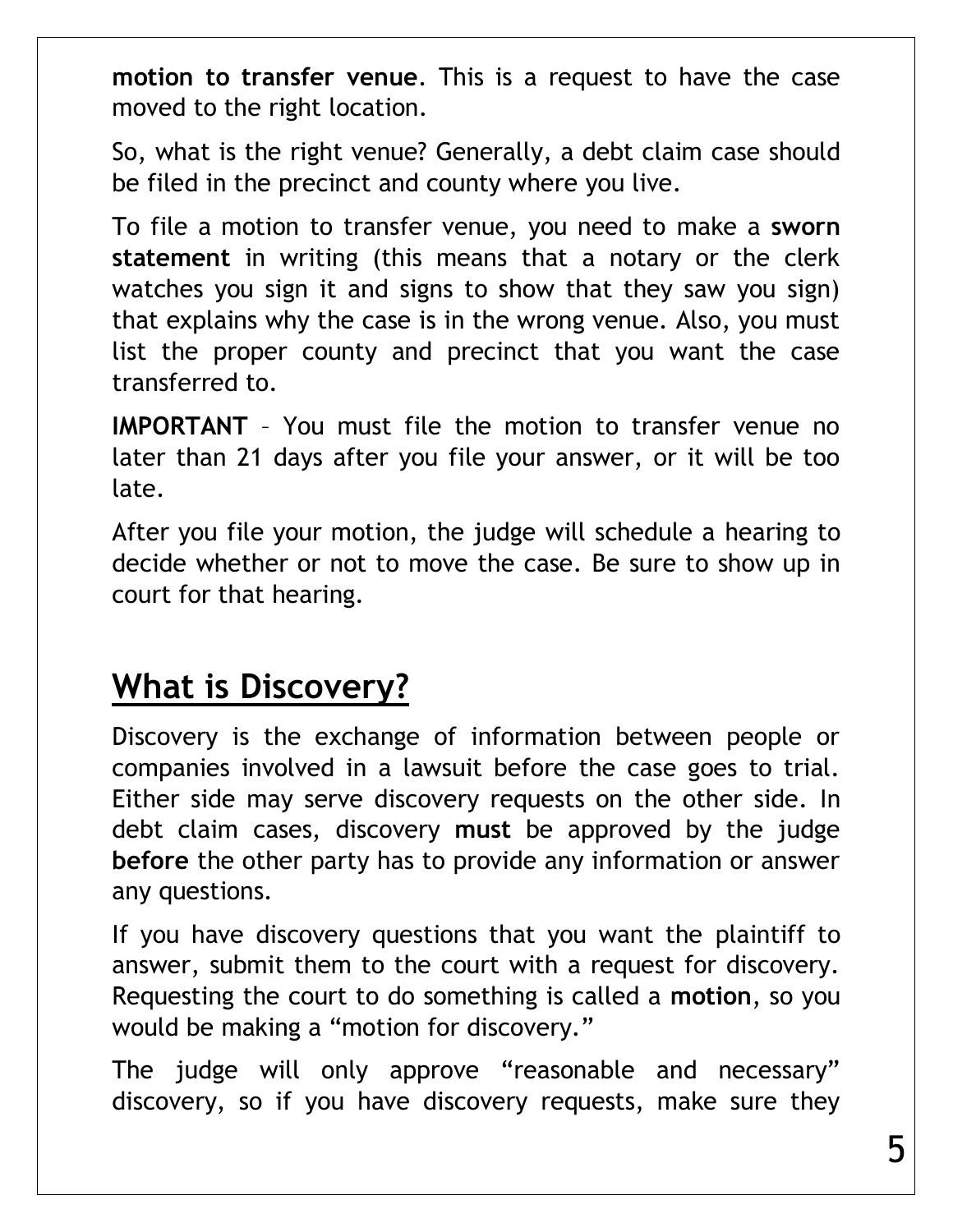**motion to transfer venue**. This is a request to have the case moved to the right location.

So, what is the right venue? Generally, a debt claim case should be filed in the precinct and county where you live.

To file a motion to transfer venue, you need to make a **sworn statement** in writing (this means that a notary or the clerk watches you sign it and signs to show that they saw you sign) that explains why the case is in the wrong venue. Also, you must list the proper county and precinct that you want the case transferred to.

**IMPORTANT** – You must file the motion to transfer venue no later than 21 days after you file your answer, or it will be too late.

After you file your motion, the judge will schedule a hearing to decide whether or not to move the case. Be sure to show up in court for that hearing.

## What is Discovery?

Discovery is the exchange of information between people or companies involved in a lawsuit before the case goes to trial. Either side may serve discovery requests on the other side. In debt claim cases, discovery **must** be approved by the judge **before** the other party has to provide any information or answer any questions.

If you have discovery questions that you want the plaintiff to answer, submit them to the court with a request for discovery. Requesting the court to do something is called a **motion**, so you would be making a "motion for discovery."

The judge will only approve "reasonable and necessary" discovery, so if you have discovery requests, make sure they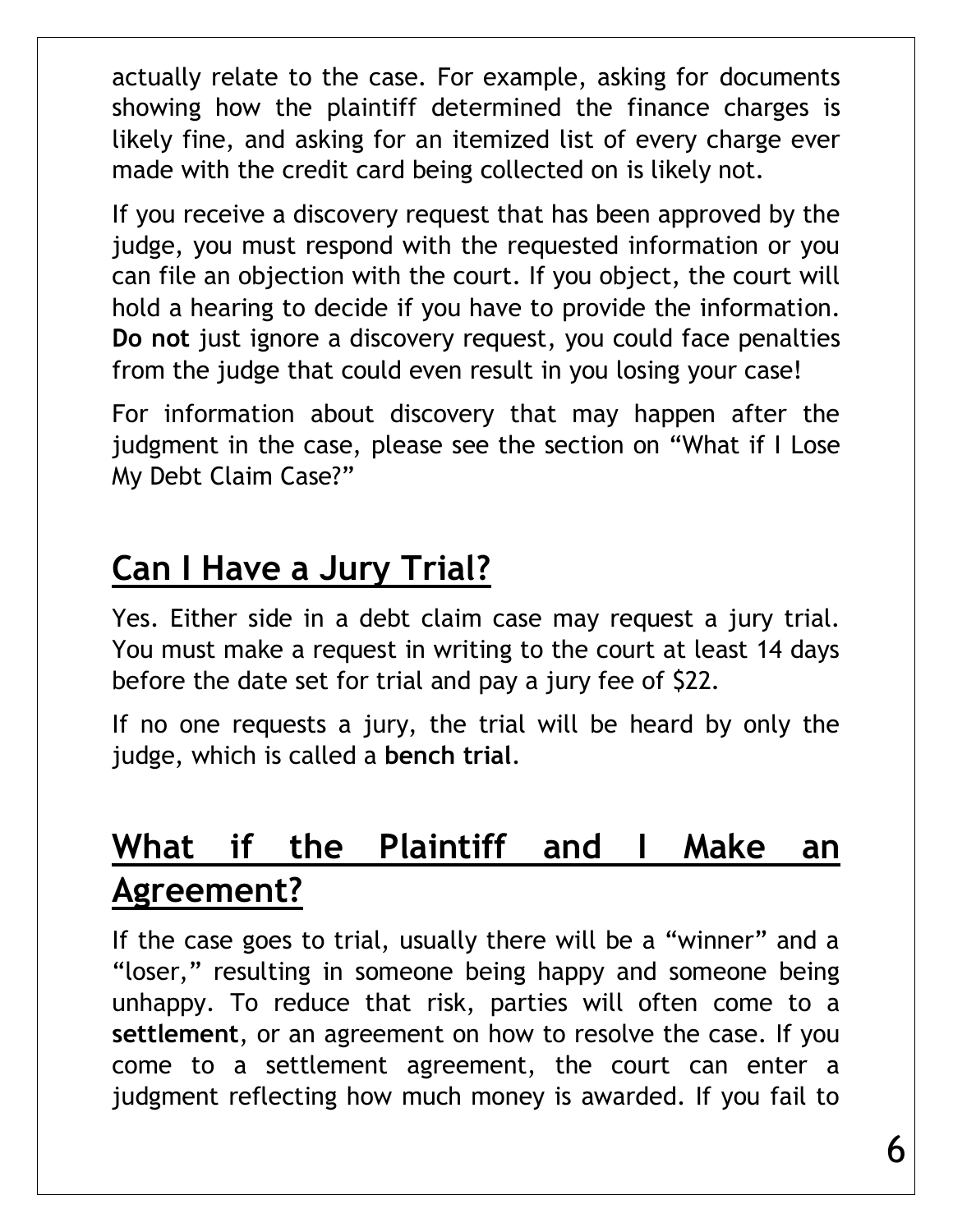actually relate to the case. For example, asking for documents showing how the plaintiff determined the finance charges is likely fine, and asking for an itemized list of every charge ever made with the credit card being collected on is likely not.

If you receive a discovery request that has been approved by the judge, you must respond with the requested information or you can file an objection with the court. If you object, the court will hold a hearing to decide if you have to provide the information. **Do not** just ignore a discovery request, you could face penalties from the judge that could even result in you losing your case!

For information about discovery that may happen after the judgment in the case, please see the section on "What if I Lose My Debt Claim Case?"

## Can I Have a Jury Trial?

Yes. Either side in a debt claim case may request a jury trial. You must make a request in writing to the court at least 14 days before the date set for trial and pay a jury fee of $22.

If no one requests a jury, the trial will be heard by only the judge, which is called a **bench trial**.

## What if the Plaintiff and I Make an Agreement?

If the case goes to trial, usually there will be a "winner" and a "loser," resulting in someone being happy and someone being unhappy. To reduce that risk, parties will often come to a **settlement**, or an agreement on how to resolve the case. If you come to a settlement agreement, the court can enter a judgment reflecting how much money is awarded. If you fail to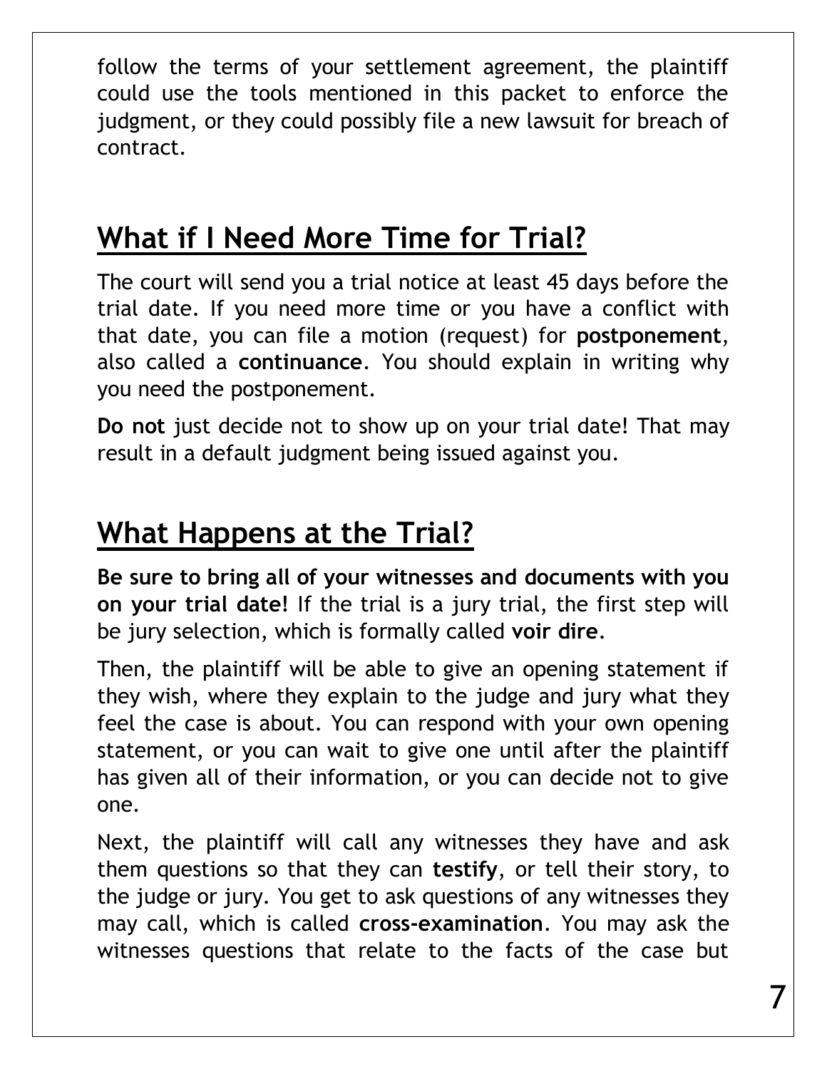follow the terms of your settlement agreement, the plaintiff could use the tools mentioned in this packet to enforce the judgment, or they could possibly file a new lawsuit for breach of contract.

## What if I Need More Time for Trial?

The court will send you a trial notice at least 45 days before the trial date. If you need more time or you have a conflict with that date, you can file a motion (request) for **postponement**, also called a **continuance**. You should explain in writing why you need the postponement.

**Do not** just decide not to show up on your trial date! That may result in a default judgment being issued against you.

## What Happens at the Trial?

**Be sure to bring all of your witnesses and documents with you on your trial date!** If the trial is a jury trial, the first step will be jury selection, which is formally called **voir dire**.

Then, the plaintiff will be able to give an opening statement if they wish, where they explain to the judge and jury what they feel the case is about. You can respond with your own opening statement, or you can wait to give one until after the plaintiff has given all of their information, or you can decide not to give one.

Next, the plaintiff will call any witnesses they have and ask them questions so that they can **testify**, or tell their story, to the judge or jury. You get to ask questions of any witnesses they may call, which is called **cross-examination**. You may ask the witnesses questions that relate to the facts of the case but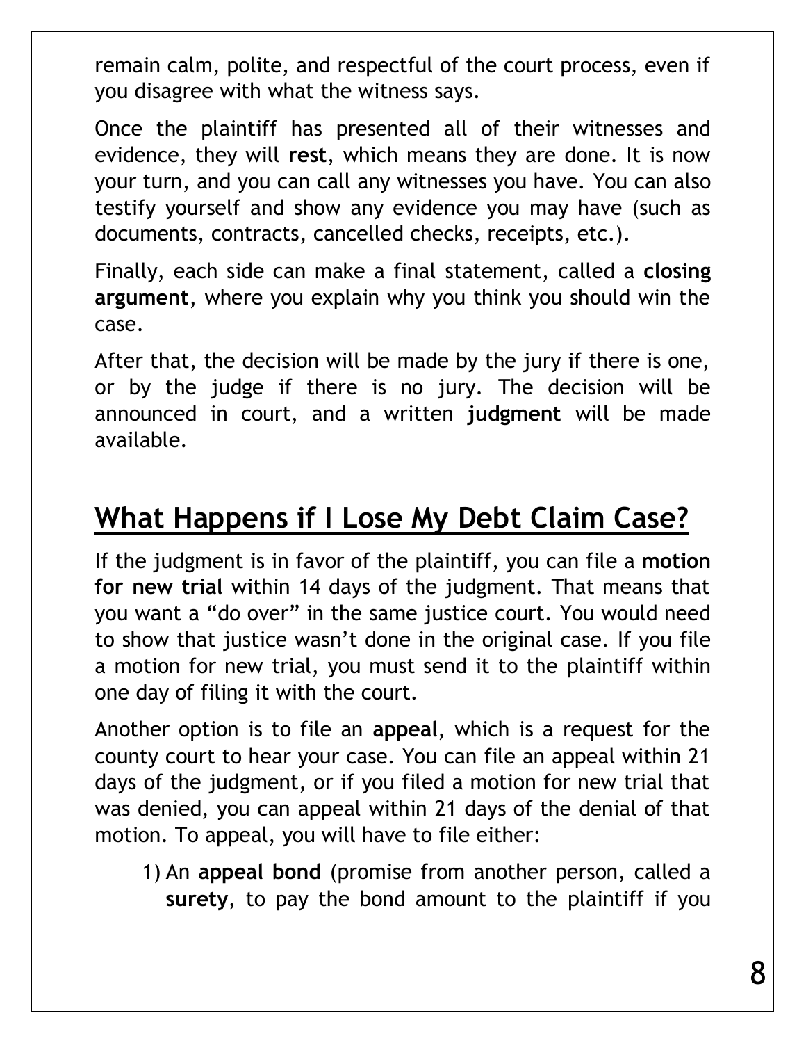remain calm, polite, and respectful of the court process, even if you disagree with what the witness says.

Once the plaintiff has presented all of their witnesses and evidence, they will **rest**, which means they are done. It is now your turn, and you can call any witnesses you have. You can also testify yourself and show any evidence you may have (such as documents, contracts, cancelled checks, receipts, etc.).

Finally, each side can make a final statement, called a **closing argument**, where you explain why you think you should win the case.

After that, the decision will be made by the jury if there is one, or by the judge if there is no jury. The decision will be announced in court, and a written **judgment** will be made available.

## What Happens if I Lose My Debt Claim Case?

If the judgment is in favor of the plaintiff, you can file a **motion for new trial** within 14 days of the judgment. That means that you want a "do over" in the same justice court. You would need to show that justice wasn't done in the original case. If you file a motion for new trial, you must send it to the plaintiff within one day of filing it with the court.

Another option is to file an **appeal**, which is a request for the county court to hear your case. You can file an appeal within 21 days of the judgment, or if you filed a motion for new trial that was denied, you can appeal within 21 days of the denial of that motion. To appeal, you will have to file either:

1) An **appeal bond** (promise from another person, called a **surety**, to pay the bond amount to the plaintiff if you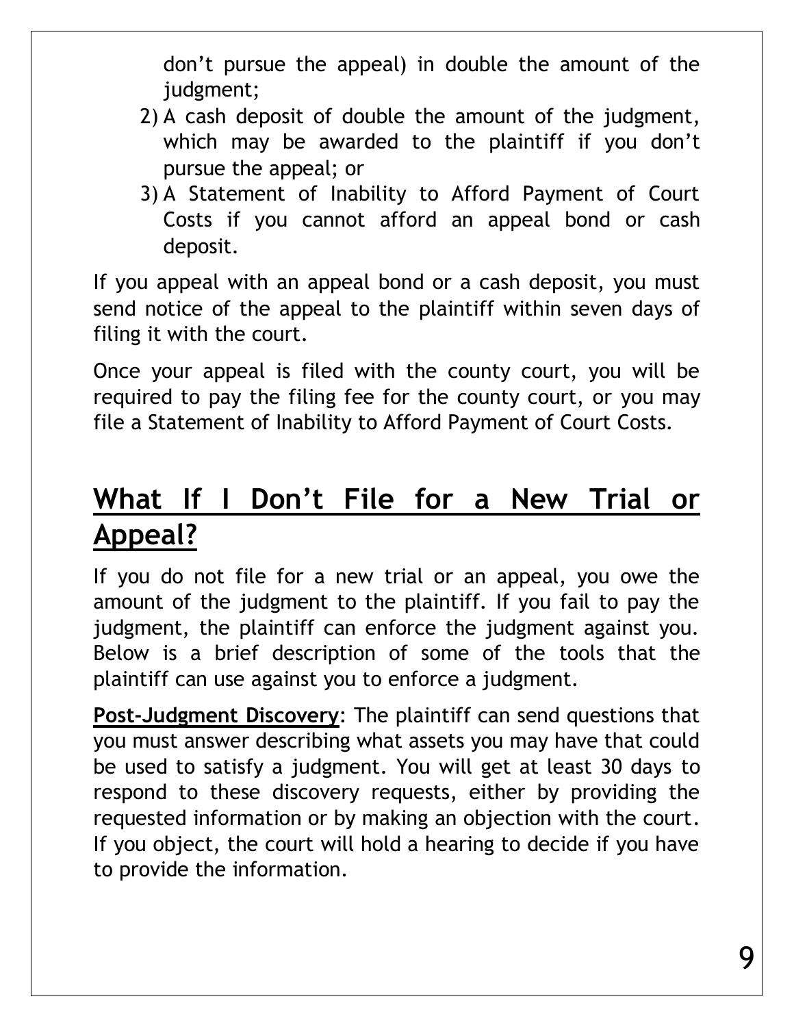don't pursue the appeal) in double the amount of the judgment;

2) A cash deposit of double the amount of the judgment, which may be awarded to the plaintiff if you don't pursue the appeal; or
3) A Statement of Inability to Afford Payment of Court Costs if you cannot afford an appeal bond or cash deposit.

If you appeal with an appeal bond or a cash deposit, you must send notice of the appeal to the plaintiff within seven days of filing it with the court.

Once your appeal is filed with the county court, you will be required to pay the filing fee for the county court, or you may file a Statement of Inability to Afford Payment of Court Costs.

## What If I Don't File for a New Trial or Appeal?

If you do not file for a new trial or an appeal, you owe the amount of the judgment to the plaintiff. If you fail to pay the judgment, the plaintiff can enforce the judgment against you. Below is a brief description of some of the tools that the plaintiff can use against you to enforce a judgment.

**Post-Judgment Discovery**: The plaintiff can send questions that you must answer describing what assets you may have that could be used to satisfy a judgment. You will get at least 30 days to respond to these discovery requests, either by providing the requested information or by making an objection with the court. If you object, the court will hold a hearing to decide if you have to provide the information.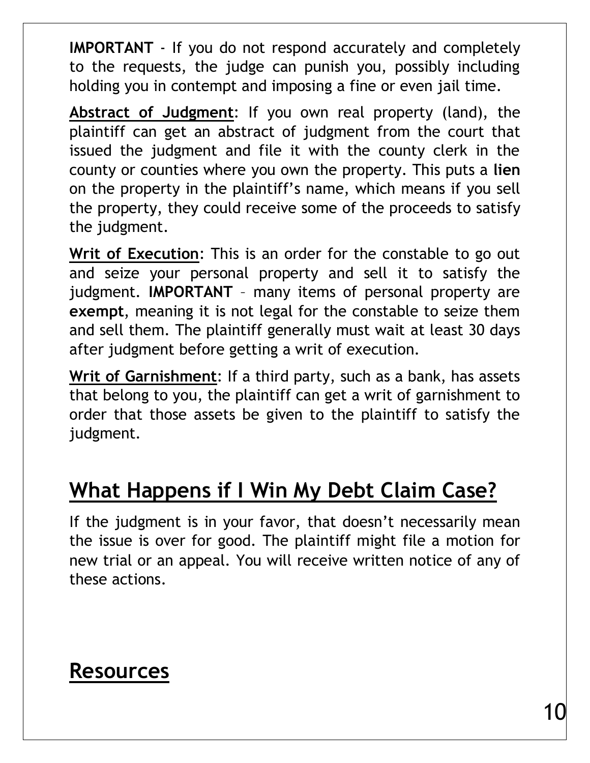**IMPORTANT** - If you do not respond accurately and completely to the requests, the judge can punish you, possibly including holding you in contempt and imposing a fine or even jail time.

**Abstract of Judgment**: If you own real property (land), the plaintiff can get an abstract of judgment from the court that issued the judgment and file it with the county clerk in the county or counties where you own the property. This puts a **lien** on the property in the plaintiff's name, which means if you sell the property, they could receive some of the proceeds to satisfy the judgment.

**Writ of Execution**: This is an order for the constable to go out and seize your personal property and sell it to satisfy the judgment. **IMPORTANT** – many items of personal property are **exempt**, meaning it is not legal for the constable to seize them and sell them. The plaintiff generally must wait at least 30 days after judgment before getting a writ of execution.

**Writ of Garnishment**: If a third party, such as a bank, has assets that belong to you, the plaintiff can get a writ of garnishment to order that those assets be given to the plaintiff to satisfy the judgment.

## What Happens if I Win My Debt Claim Case?

If the judgment is in your favor, that doesn't necessarily mean the issue is over for good. The plaintiff might file a motion for new trial or an appeal. You will receive written notice of any of these actions.

## Resources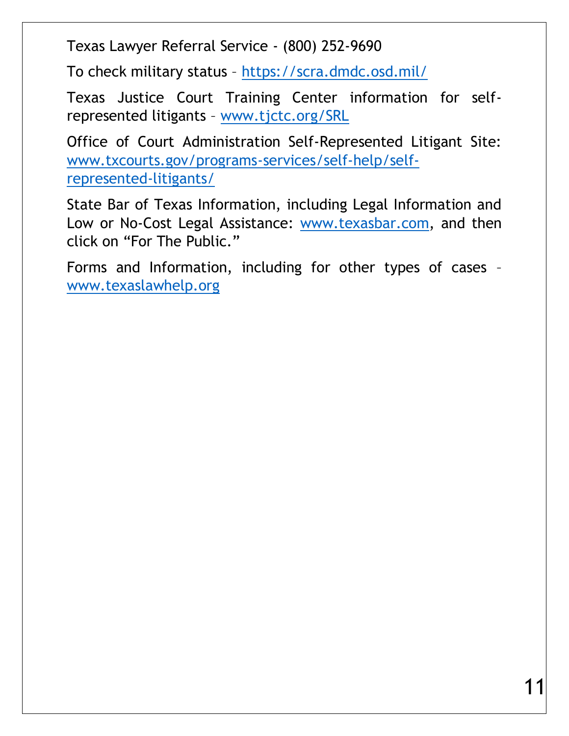Texas Lawyer Referral Service - (800) 252-9690

To check military status – https://scra.dmdc.osd.mil/

Texas Justice Court Training Center information for self-represented litigants – www.tjctc.org/SRL

Office of Court Administration Self-Represented Litigant Site: www.txcourts.gov/programs-services/self-help/self-represented-litigants/

State Bar of Texas Information, including Legal Information and Low or No-Cost Legal Assistance: www.texasbar.com, and then click on "For The Public."

Forms and Information, including for other types of cases – www.texaslawhelp.org